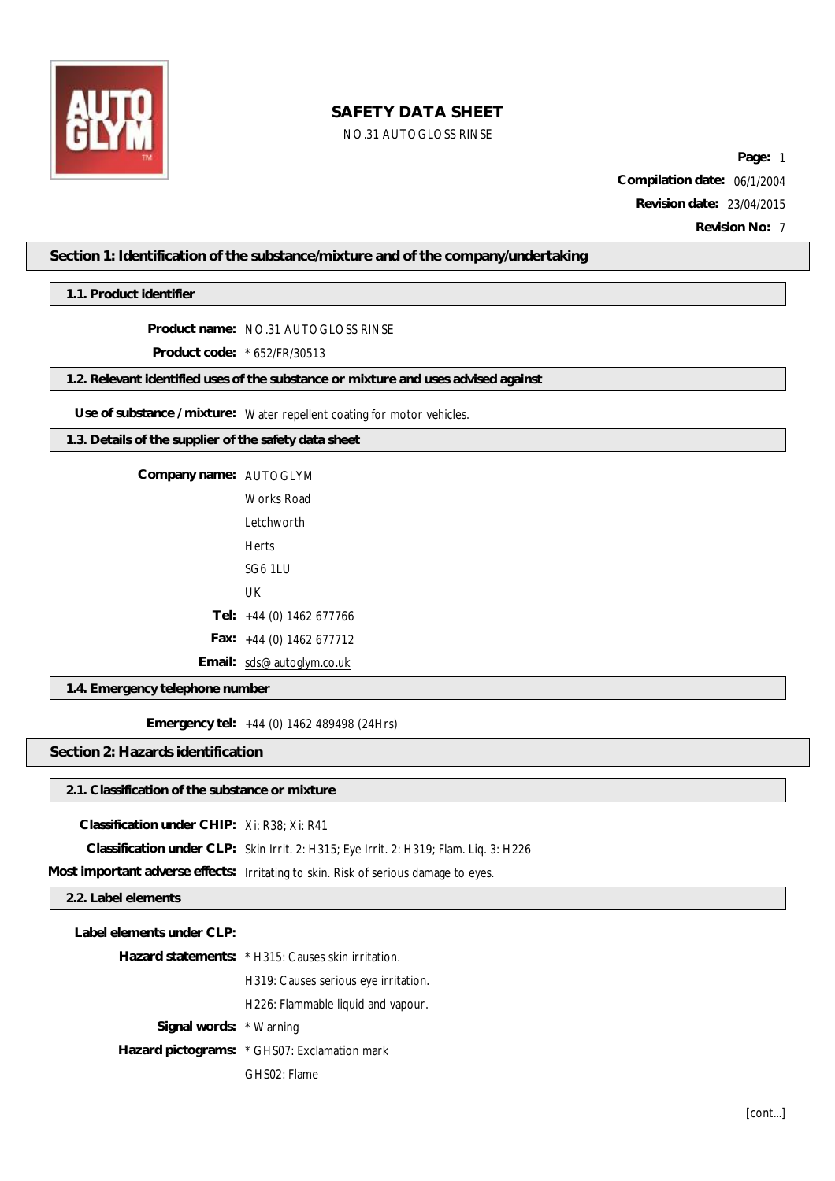# SAFETY DATA SHEET

NO.31 AUTOGLOSS RINSE

**Page:** 1

**Compilation date:** 06/1/2004

**Revision date:** 23/04/2015

**Revision No:** 7

## Section 1: Identification of the substance/mixture and of the company/undertaking

### 1.1. Product identifier

**Product name:** NO.31 AUTOGLOSS RINSE

**Product code:** * 652/FR/30513

### 1.2. Relevant identified uses of the substance or mixture and uses advised against

**Use of substance / mixture:** Water repellent coating for motor vehicles.

### 1.3. Details of the supplier of the safety data sheet

**Company name:** AUTOGLYM

Works Road

Letchworth

Herts

SG6 1LU

UK

**Tel:** +44 (0) 1462 677766

**Fax:** +44 (0) 1462 677712

**Email:** sds@autoglym.co.uk

### 1.4. Emergency telephone number

**Emergency tel:** +44 (0) 1462 489498 (24Hrs)

## Section 2: Hazards identification

### 2.1. Classification of the substance or mixture

**Classification under CHIP:** Xi: R38; Xi: R41

**Classification under CLP:** Skin Irrit. 2: H315; Eye Irrit. 2: H319; Flam. Liq. 3: H226

**Most important adverse effects:** Irritating to skin. Risk of serious damage to eyes.

### 2.2. Label elements

**Label elements under CLP:**

**Hazard statements:** * H315: Causes skin irritation.

H319: Causes serious eye irritation.

H226: Flammable liquid and vapour.

**Signal words:** * Warning

**Hazard pictograms:** * GHS07: Exclamation mark

GHS02: Flame

[cont...]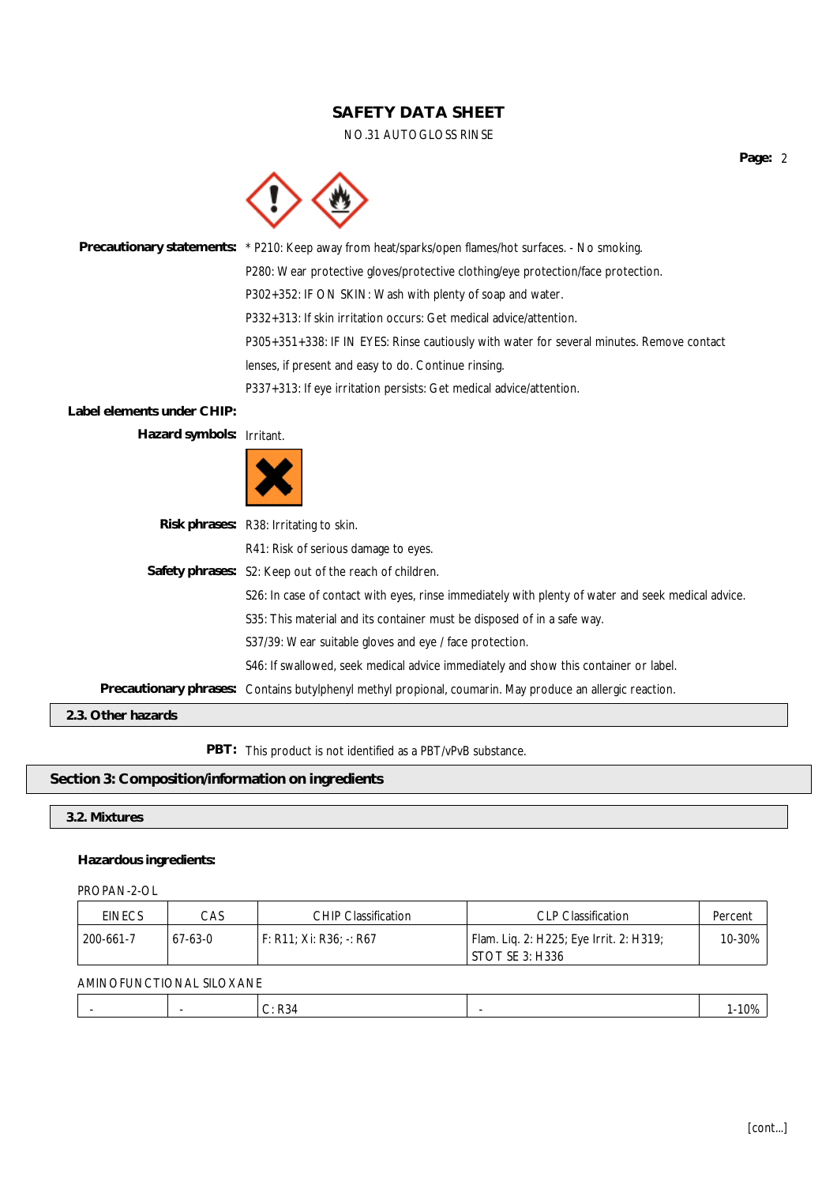**Precautionary statements:** * P210: Keep away from heat/sparks/open flames/hot surfaces. - No smoking.

P280: Wear protective gloves/protective clothing/eye protection/face protection.

P302+352: IF ON SKIN: Wash with plenty of soap and water.

P332+313: If skin irritation occurs: Get medical advice/attention.

P305+351+338: IF IN EYES: Rinse cautiously with water for several minutes. Remove contact lenses, if present and easy to do. Continue rinsing.

P337+313: If eye irritation persists: Get medical advice/attention.

**Label elements under CHIP:**

**Hazard symbols:** Irritant.

**Risk phrases:** R38: Irritating to skin.

R41: Risk of serious damage to eyes.

**Safety phrases:** S2: Keep out of the reach of children.

S26: In case of contact with eyes, rinse immediately with plenty of water and seek medical advice.

S35: This material and its container must be disposed of in a safe way.

S37/39: Wear suitable gloves and eye / face protection.

S46: If swallowed, seek medical advice immediately and show this container or label.

**Precautionary phrases:** Contains butylphenyl methyl propional, coumarin. May produce an allergic reaction.

### 2.3. Other hazards

**PBT:** This product is not identified as a PBT/vPvB substance.

## Section 3: Composition/information on ingredients

### 3.2. Mixtures

**Hazardous ingredients:**

PROPAN-2-OL

| EINECS | CAS | CHIP Classification | CLP Classification | Percent |
|---|---|---|---|---|
| 200-661-7 | 67-63-0 | F: R11; Xi: R36; -: R67 | Flam. Liq. 2: H225; Eye Irrit. 2: H319; STOT SE 3: H336 | 10-30% |

AMINOFUNCTIONAL SILOXANE

| EINECS | CAS | CHIP Classification | CLP Classification | Percent |
|---|---|---|---|---|
| - | - | C: R34 | - | 1-10% |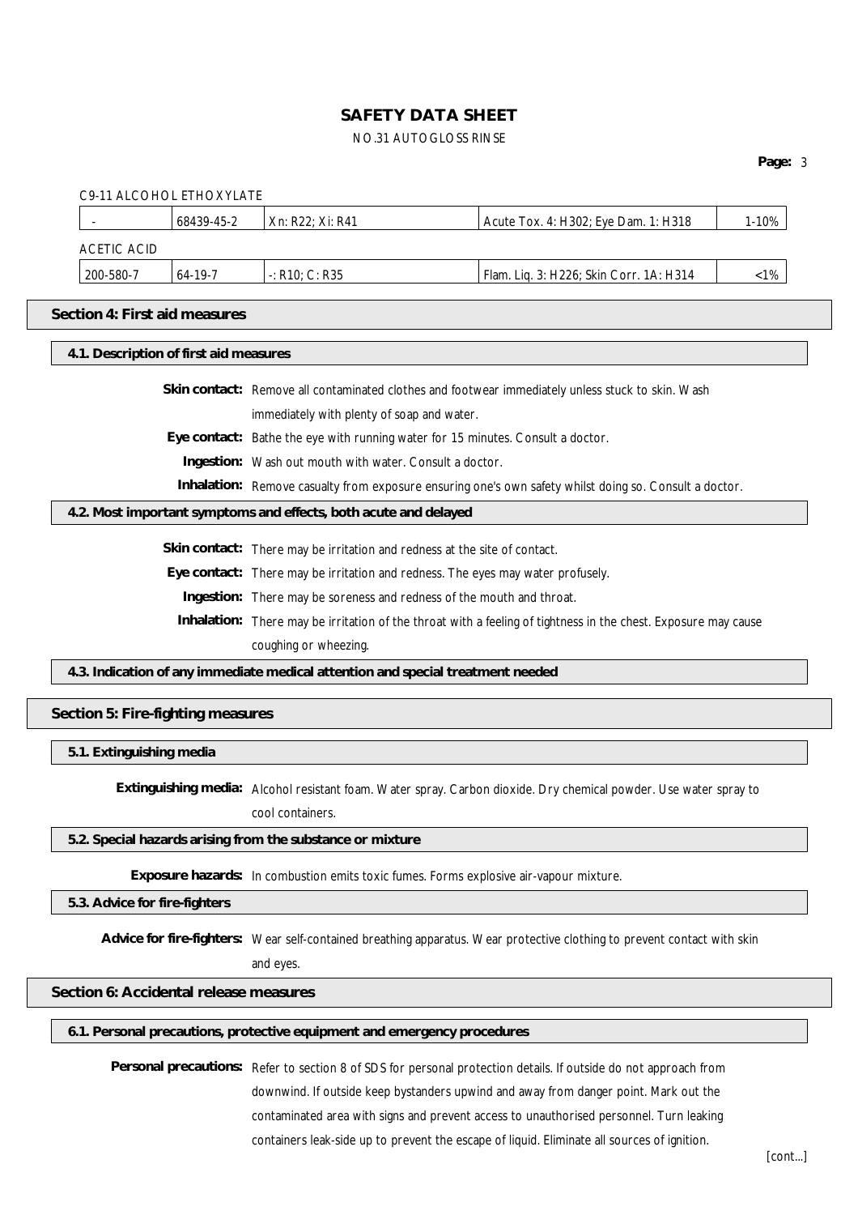C9-11 ALCOHOL ETHOXYLATE

| - | 68439-45-2 | Xn: R22; Xi: R41 | Acute Tox. 4: H302; Eye Dam. 1: H318 | 1-10% |
|---|---|---|---|---|

ACETIC ACID

| 200-580-7 | 64-19-7 | -: R10; C: R35 | Flam. Liq. 3: H226; Skin Corr. 1A: H314 | <1% |
|---|---|---|---|---|

## Section 4: First aid measures

### 4.1. Description of first aid measures

**Skin contact:** Remove all contaminated clothes and footwear immediately unless stuck to skin. Wash immediately with plenty of soap and water.

**Eye contact:** Bathe the eye with running water for 15 minutes. Consult a doctor.

**Ingestion:** Wash out mouth with water. Consult a doctor.

**Inhalation:** Remove casualty from exposure ensuring one's own safety whilst doing so. Consult a doctor.

### 4.2. Most important symptoms and effects, both acute and delayed

**Skin contact:** There may be irritation and redness at the site of contact.

**Eye contact:** There may be irritation and redness. The eyes may water profusely.

**Ingestion:** There may be soreness and redness of the mouth and throat.

**Inhalation:** There may be irritation of the throat with a feeling of tightness in the chest. Exposure may cause coughing or wheezing.

### 4.3. Indication of any immediate medical attention and special treatment needed

## Section 5: Fire-fighting measures

### 5.1. Extinguishing media

**Extinguishing media:** Alcohol resistant foam. Water spray. Carbon dioxide. Dry chemical powder. Use water spray to cool containers.

### 5.2. Special hazards arising from the substance or mixture

**Exposure hazards:** In combustion emits toxic fumes. Forms explosive air-vapour mixture.

### 5.3. Advice for fire-fighters

**Advice for fire-fighters:** Wear self-contained breathing apparatus. Wear protective clothing to prevent contact with skin and eyes.

## Section 6: Accidental release measures

### 6.1. Personal precautions, protective equipment and emergency procedures

**Personal precautions:** Refer to section 8 of SDS for personal protection details. If outside do not approach from downwind. If outside keep bystanders upwind and away from danger point. Mark out the contaminated area with signs and prevent access to unauthorised personnel. Turn leaking containers leak-side up to prevent the escape of liquid. Eliminate all sources of ignition.

[cont...]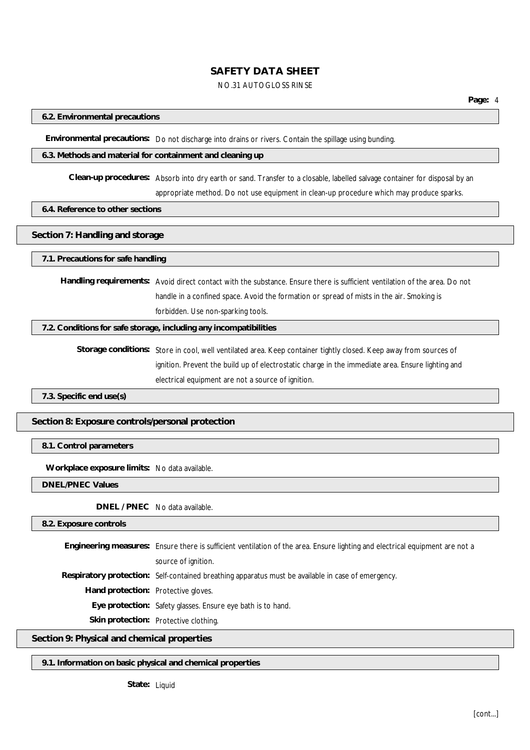### 6.2. Environmental precautions

**Environmental precautions:** Do not discharge into drains or rivers. Contain the spillage using bunding.

### 6.3. Methods and material for containment and cleaning up

**Clean-up procedures:** Absorb into dry earth or sand. Transfer to a closable, labelled salvage container for disposal by an appropriate method. Do not use equipment in clean-up procedure which may produce sparks.

### 6.4. Reference to other sections

## Section 7: Handling and storage

### 7.1. Precautions for safe handling

**Handling requirements:** Avoid direct contact with the substance. Ensure there is sufficient ventilation of the area. Do not handle in a confined space. Avoid the formation or spread of mists in the air. Smoking is forbidden. Use non-sparking tools.

### 7.2. Conditions for safe storage, including any incompatibilities

**Storage conditions:** Store in cool, well ventilated area. Keep container tightly closed. Keep away from sources of ignition. Prevent the build up of electrostatic charge in the immediate area. Ensure lighting and electrical equipment are not a source of ignition.

### 7.3. Specific end use(s)

## Section 8: Exposure controls/personal protection

### 8.1. Control parameters

**Workplace exposure limits:** No data available.

### DNEL/PNEC Values

**DNEL / PNEC** No data available.

### 8.2. Exposure controls

**Engineering measures:** Ensure there is sufficient ventilation of the area. Ensure lighting and electrical equipment are not a source of ignition.

**Respiratory protection:** Self-contained breathing apparatus must be available in case of emergency.

**Hand protection:** Protective gloves.

**Eye protection:** Safety glasses. Ensure eye bath is to hand.

**Skin protection:** Protective clothing.

## Section 9: Physical and chemical properties

### 9.1. Information on basic physical and chemical properties

**State:** Liquid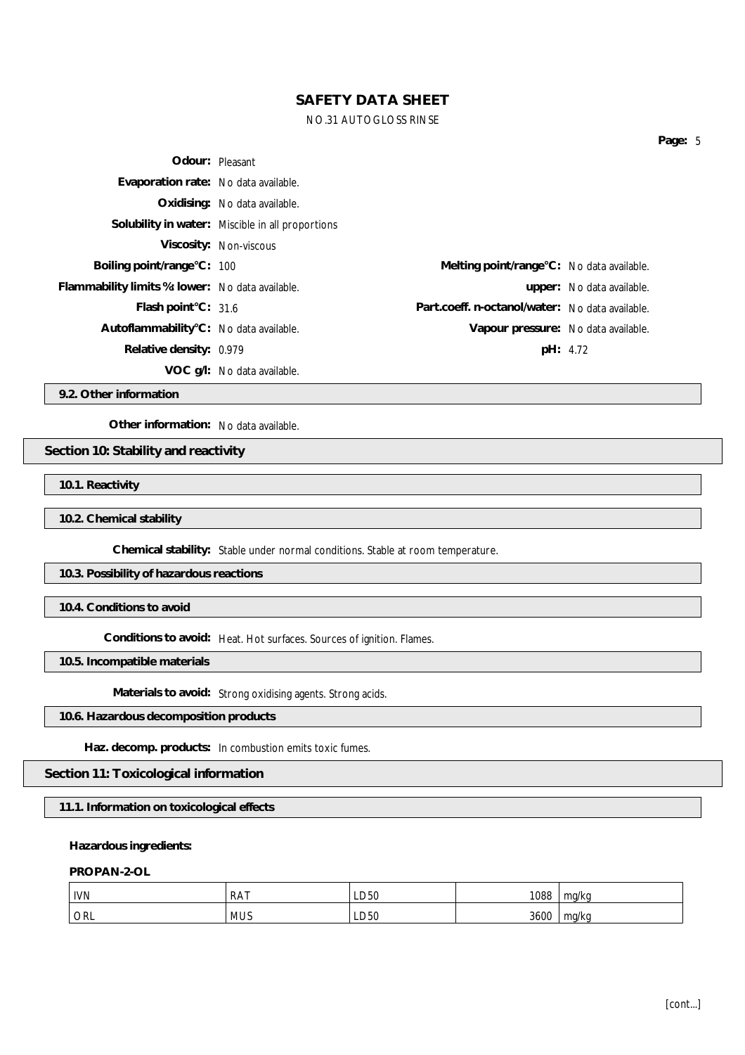**Odour:** Pleasant

**Evaporation rate:** No data available.

**Oxidising:** No data available.

**Solubility in water:** Miscible in all proportions

**Viscosity:** Non-viscous

**Boiling point/range°C:** 100

**Melting point/range°C:** No data available.

**Flammability limits %: lower:** No data available.

**upper:** No data available.

**Flash point°C:** 31.6

**Part.coeff. n-octanol/water:** No data available.

**Autoflammability°C:** No data available.

**Vapour pressure:** No data available.

**Relative density:** 0.979

**pH:** 4.72

**VOC g/l:** No data available.

### 9.2. Other information

**Other information:** No data available.

## Section 10: Stability and reactivity

### 10.1. Reactivity

### 10.2. Chemical stability

**Chemical stability:** Stable under normal conditions. Stable at room temperature.

### 10.3. Possibility of hazardous reactions

### 10.4. Conditions to avoid

**Conditions to avoid:** Heat. Hot surfaces. Sources of ignition. Flames.

### 10.5. Incompatible materials

**Materials to avoid:** Strong oxidising agents. Strong acids.

### 10.6. Hazardous decomposition products

**Haz. decomp. products:** In combustion emits toxic fumes.

## Section 11: Toxicological information

### 11.1. Information on toxicological effects

**Hazardous ingredients:**

**PROPAN-2-OL**

| | | | | |
|---|---|---|---|---|
| IVN | RAT | LD50 | 1088 | mg/kg |
| ORL | MUS | LD50 | 3600 | mg/kg |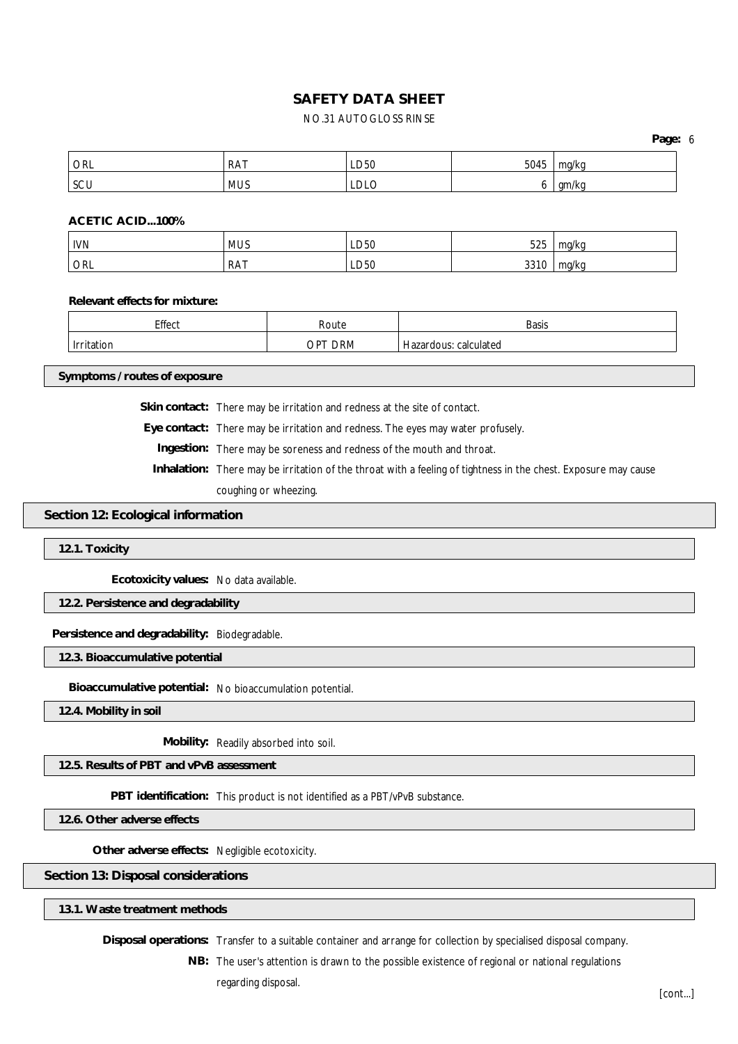| ORL | RAT | LD50 | 5045 | mg/kg |
|---|---|---|---|---|
| SCU | MUS | LDLO | 6 | gm/kg |

**ACETIC ACID...100%**

| IVN | MUS | LD50 | 525 | mg/kg |
|---|---|---|---|---|
| ORL | RAT | LD50 | 3310 | mg/kg |

**Relevant effects for mixture:**

| Effect | Route | Basis |
|---|---|---|
| Irritation | OPT DRM | Hazardous: calculated |

### Symptoms / routes of exposure

**Skin contact:** There may be irritation and redness at the site of contact.

**Eye contact:** There may be irritation and redness. The eyes may water profusely.

**Ingestion:** There may be soreness and redness of the mouth and throat.

**Inhalation:** There may be irritation of the throat with a feeling of tightness in the chest. Exposure may cause coughing or wheezing.

## Section 12: Ecological information

### 12.1. Toxicity

**Ecotoxicity values:** No data available.

### 12.2. Persistence and degradability

**Persistence and degradability:** Biodegradable.

### 12.3. Bioaccumulative potential

**Bioaccumulative potential:** No bioaccumulation potential.

### 12.4. Mobility in soil

**Mobility:** Readily absorbed into soil.

### 12.5. Results of PBT and vPvB assessment

**PBT identification:** This product is not identified as a PBT/vPvB substance.

### 12.6. Other adverse effects

**Other adverse effects:** Negligible ecotoxicity.

## Section 13: Disposal considerations

### 13.1. Waste treatment methods

**Disposal operations:** Transfer to a suitable container and arrange for collection by specialised disposal company.

**NB:** The user's attention is drawn to the possible existence of regional or national regulations regarding disposal.

[cont...]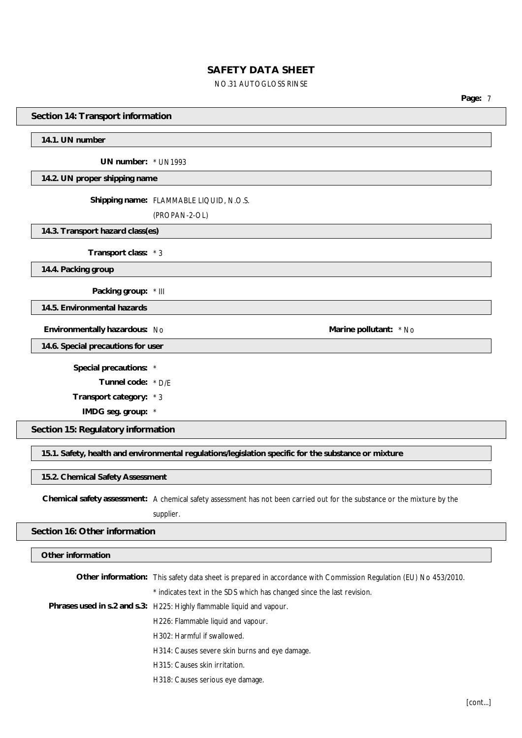# SAFETY DATA SHEET

NO.31 AUTO GLOSS RINSE

## Section 14: Transport information

### 14.1. UN number

**UN number:** * UN1993

### 14.2. UN proper shipping name

**Shipping name:** FLAMMABLE LIQUID, N.O.S.

(PROPAN-2-OL)

### 14.3. Transport hazard class(es)

**Transport class:** * 3

### 14.4. Packing group

**Packing group:** * III

### 14.5. Environmental hazards

**Environmentally hazardous:** No

**Marine pollutant:** * No

### 14.6. Special precautions for user

**Special precautions:** *

**Tunnel code:** * D/E

**Transport category:** * 3

**IMDG seg. group:** *

## Section 15: Regulatory information

### 15.1. Safety, health and environmental regulations/legislation specific for the substance or mixture

### 15.2. Chemical Safety Assessment

**Chemical safety assessment:** A chemical safety assessment has not been carried out for the substance or the mixture by the supplier.

## Section 16: Other information

### Other information

**Other information:** This safety data sheet is prepared in accordance with Commission Regulation (EU) No 453/2010.

* indicates text in the SDS which has changed since the last revision.

**Phrases used in s.2 and s.3:** H225: Highly flammable liquid and vapour.

H226: Flammable liquid and vapour.

H302: Harmful if swallowed.

H314: Causes severe skin burns and eye damage.

H315: Causes skin irritation.

H318: Causes serious eye damage.

[cont...]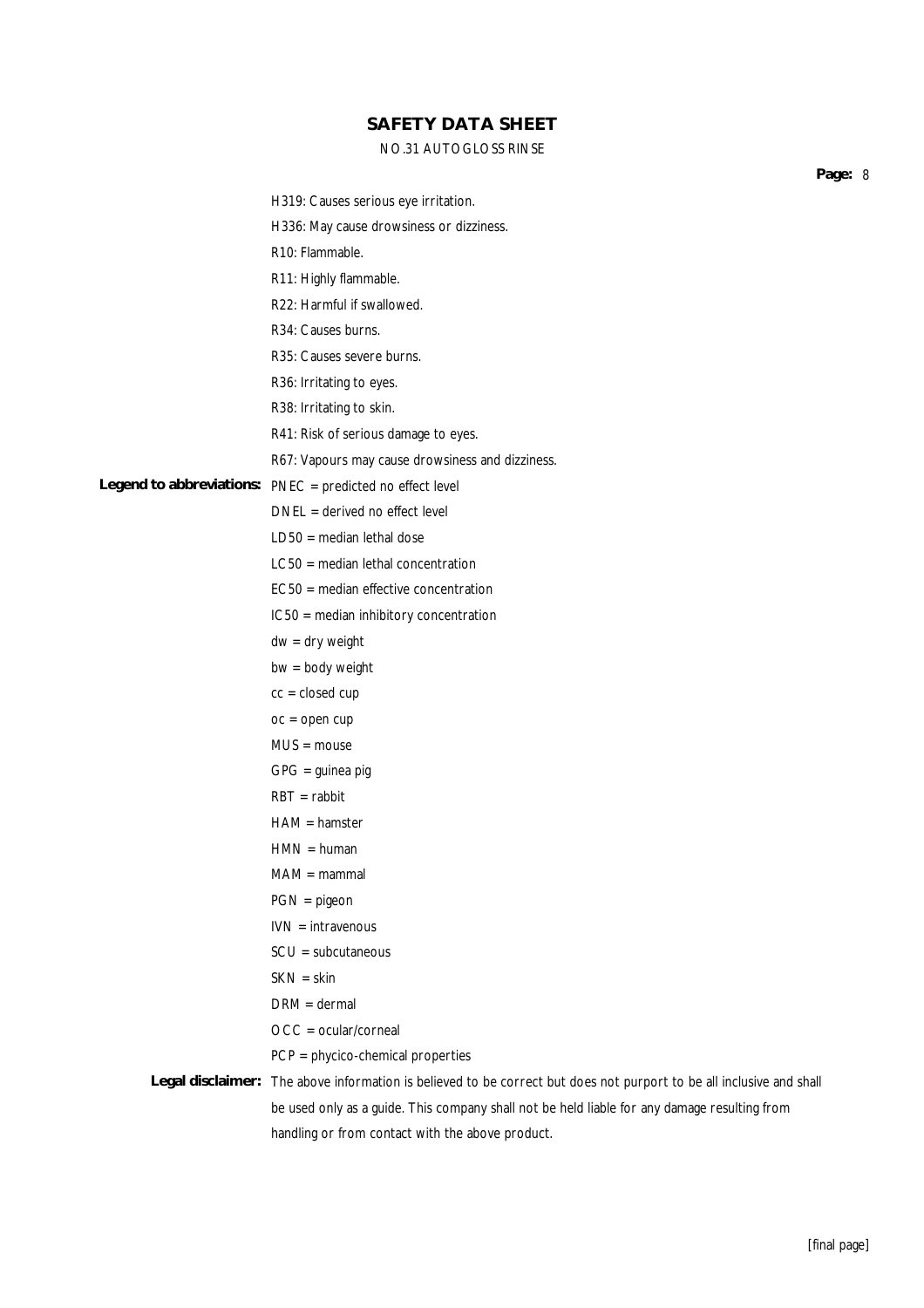H319: Causes serious eye irritation.

H336: May cause drowsiness or dizziness.

R10: Flammable.

R11: Highly flammable.

R22: Harmful if swallowed.

R34: Causes burns.

R35: Causes severe burns.

R36: Irritating to eyes.

R38: Irritating to skin.

R41: Risk of serious damage to eyes.

R67: Vapours may cause drowsiness and dizziness.

**Legend to abbreviations:** PNEC = predicted no effect level

DNEL = derived no effect level

LD50 = median lethal dose

LC50 = median lethal concentration

EC50 = median effective concentration

IC50 = median inhibitory concentration

dw = dry weight

bw = body weight

cc = closed cup

oc = open cup

MUS = mouse

GPG = guinea pig

RBT = rabbit

HAM = hamster

HMN = human

MAM = mammal

PGN = pigeon

IVN = intravenous

SCU = subcutaneous

SKN = skin

DRM = dermal

OCC = ocular/corneal

PCP = phycico-chemical properties

**Legal disclaimer:** The above information is believed to be correct but does not purport to be all inclusive and shall be used only as a guide. This company shall not be held liable for any damage resulting from handling or from contact with the above product.

[final page]